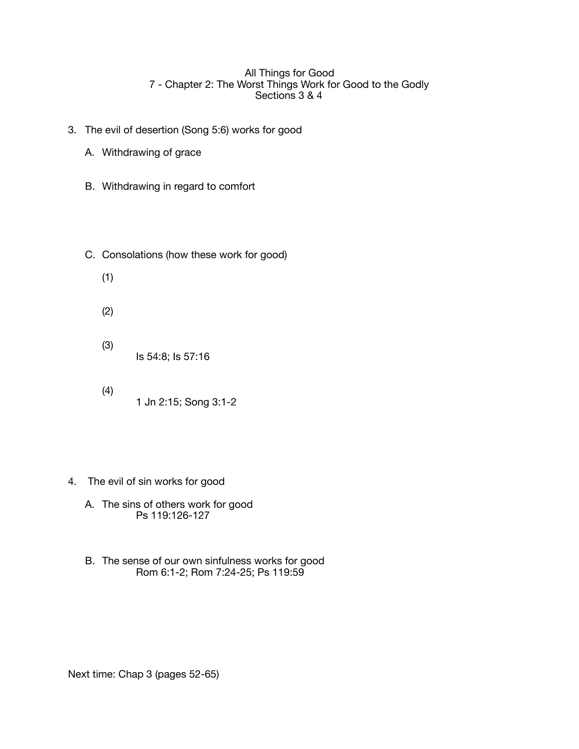# All Things for Good
## 7 - Chapter 2: The Worst Things Work for Good to the Godly
### Sections 3 & 4

3. The evil of desertion (Song 5:6) works for good

   A. Withdrawing of grace

   B. Withdrawing in regard to comfort

   C. Consolations (how these work for good)

      (1)

      (2)

      (3)
      Is 54:8; Is 57:16

      (4)
      1 Jn 2:15; Song 3:1-2

4. The evil of sin works for good

   A. The sins of others work for good
   Ps 119:126-127

   B. The sense of our own sinfulness works for good
   Rom 6:1-2; Rom 7:24-25; Ps 119:59

Next time: Chap 3 (pages 52-65)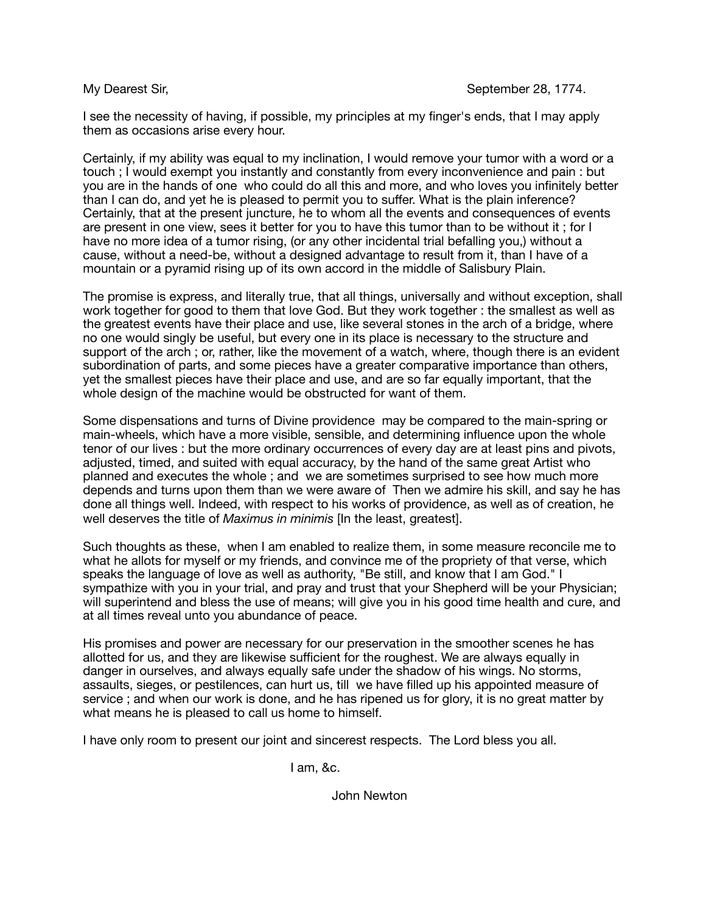My Dearest Sir, September 28, 1774.

I see the necessity of having, if possible, my principles at my finger's ends, that I may apply them as occasions arise every hour.

Certainly, if my ability was equal to my inclination, I would remove your tumor with a word or a touch ; I would exempt you instantly and constantly from every inconvenience and pain : but you are in the hands of one who could do all this and more, and who loves you infinitely better than I can do, and yet he is pleased to permit you to suffer. What is the plain inference? Certainly, that at the present juncture, he to whom all the events and consequences of events are present in one view, sees it better for you to have this tumor than to be without it ; for I have no more idea of a tumor rising, (or any other incidental trial befalling you,) without a cause, without a need-be, without a designed advantage to result from it, than I have of a mountain or a pyramid rising up of its own accord in the middle of Salisbury Plain.

The promise is express, and literally true, that all things, universally and without exception, shall work together for good to them that love God. But they work together : the smallest as well as the greatest events have their place and use, like several stones in the arch of a bridge, where no one would singly be useful, but every one in its place is necessary to the structure and support of the arch ; or, rather, like the movement of a watch, where, though there is an evident subordination of parts, and some pieces have a greater comparative importance than others, yet the smallest pieces have their place and use, and are so far equally important, that the whole design of the machine would be obstructed for want of them.

Some dispensations and turns of Divine providence may be compared to the main-spring or main-wheels, which have a more visible, sensible, and determining influence upon the whole tenor of our lives : but the more ordinary occurrences of every day are at least pins and pivots, adjusted, timed, and suited with equal accuracy, by the hand of the same great Artist who planned and executes the whole ; and we are sometimes surprised to see how much more depends and turns upon them than we were aware of Then we admire his skill, and say he has done all things well. Indeed, with respect to his works of providence, as well as of creation, he well deserves the title of *Maximus in minimis* [In the least, greatest].

Such thoughts as these, when I am enabled to realize them, in some measure reconcile me to what he allots for myself or my friends, and convince me of the propriety of that verse, which speaks the language of love as well as authority, "Be still, and know that I am God." I sympathize with you in your trial, and pray and trust that your Shepherd will be your Physician; will superintend and bless the use of means; will give you in his good time health and cure, and at all times reveal unto you abundance of peace.

His promises and power are necessary for our preservation in the smoother scenes he has allotted for us, and they are likewise sufficient for the roughest. We are always equally in danger in ourselves, and always equally safe under the shadow of his wings. No storms, assaults, sieges, or pestilences, can hurt us, till we have filled up his appointed measure of service ; and when our work is done, and he has ripened us for glory, it is no great matter by what means he is pleased to call us home to himself.

I have only room to present our joint and sincerest respects. The Lord bless you all.

I am, &c.

John Newton